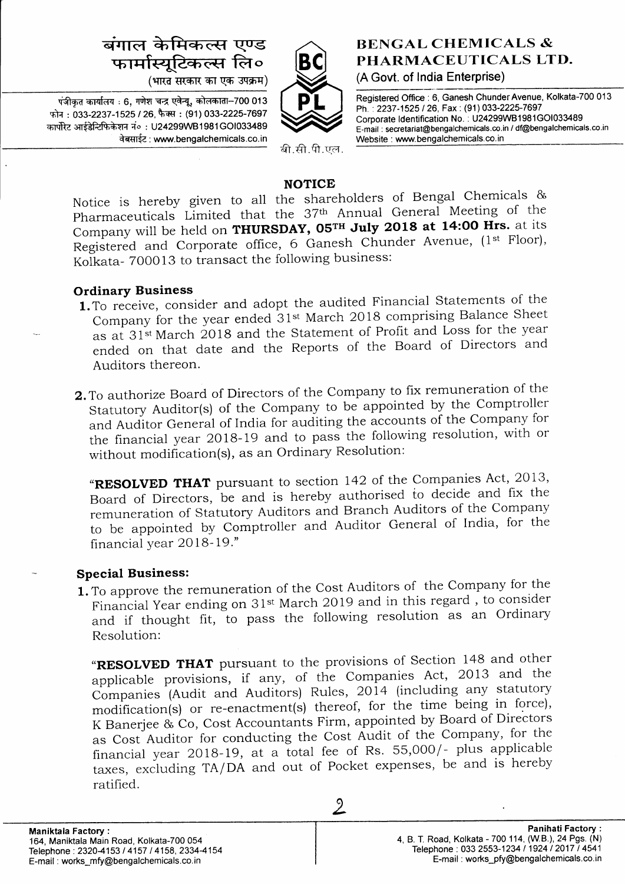बंगाल केमिकल्स एण्ड फार्मास्यूटिकल्स लि०
(भारत सरकार का एक उपक्रम)

पंजीकृत कार्यालय : 6, गणेश चन्द्र एवेन्यू, कोलकाता–700 013
फोन : 033-2237-1525 / 26, फैक्स : (91) 033-2225-7697
कार्पोरेट आईडेन्टिफिकेशन नं० : U24299WB1981GOI033489
वेबसाईट : www.bengalchemicals.co.in

बी.सी.पी.एल.

**BENGAL CHEMICALS & PHARMACEUTICALS LTD.**
(A Govt. of India Enterprise)

Registered Office : 6, Ganesh Chunder Avenue, Kolkata-700 013
Ph. : 2237-1525 / 26, Fax : (91) 033-2225-7697
Corporate Identification No. : U24299WB1981GOI033489
E-mail : secretariat@bengalchemicals.co.in / df@bengalchemicals.co.in
Website : www.bengalchemicals.co.in

## NOTICE

Notice is hereby given to all the shareholders of Bengal Chemicals & Pharmaceuticals Limited that the 37th Annual General Meeting of the Company will be held on **THURSDAY, 05TH July 2018 at 14:00 Hrs.** at its Registered and Corporate office, 6 Ganesh Chunder Avenue, (1st Floor), Kolkata- 700013 to transact the following business:

### Ordinary Business

1. To receive, consider and adopt the audited Financial Statements of the Company for the year ended 31st March 2018 comprising Balance Sheet as at 31st March 2018 and the Statement of Profit and Loss for the year ended on that date and the Reports of the Board of Directors and Auditors thereon.

2. To authorize Board of Directors of the Company to fix remuneration of the Statutory Auditor(s) of the Company to be appointed by the Comptroller and Auditor General of India for auditing the accounts of the Company for the financial year 2018-19 and to pass the following resolution, with or without modification(s), as an Ordinary Resolution:

   "**RESOLVED THAT** pursuant to section 142 of the Companies Act, 2013, Board of Directors, be and is hereby authorised to decide and fix the remuneration of Statutory Auditors and Branch Auditors of the Company to be appointed by Comptroller and Auditor General of India, for the financial year 2018-19."

### Special Business:

1. To approve the remuneration of the Cost Auditors of the Company for the Financial Year ending on 31st March 2019 and in this regard , to consider and if thought fit, to pass the following resolution as an Ordinary Resolution:

   "**RESOLVED THAT** pursuant to the provisions of Section 148 and other applicable provisions, if any, of the Companies Act, 2013 and the Companies (Audit and Auditors) Rules, 2014 (including any statutory modification(s) or re-enactment(s) thereof, for the time being in force), K Banerjee & Co, Cost Accountants Firm, appointed by Board of Directors as Cost Auditor for conducting the Cost Audit of the Company, for the financial year 2018-19, at a total fee of Rs. 55,000/- plus applicable taxes, excluding TA/DA and out of Pocket expenses, be and is hereby ratified.

**Maniktala Factory :**
164, Maniktala Main Road, Kolkata-700 054
Telephone : 2320-4153 / 4157 / 4158, 2334-4154
E-mail : works_mfy@bengalchemicals.co.in

**Panihati Factory :**
4, B. T. Road, Kolkata - 700 114, (W.B.), 24 Pgs. (N)
Telephone : 033 2553-1234 / 1924 / 2017 / 4541
E-mail : works_pfy@bengalchemicals.co.in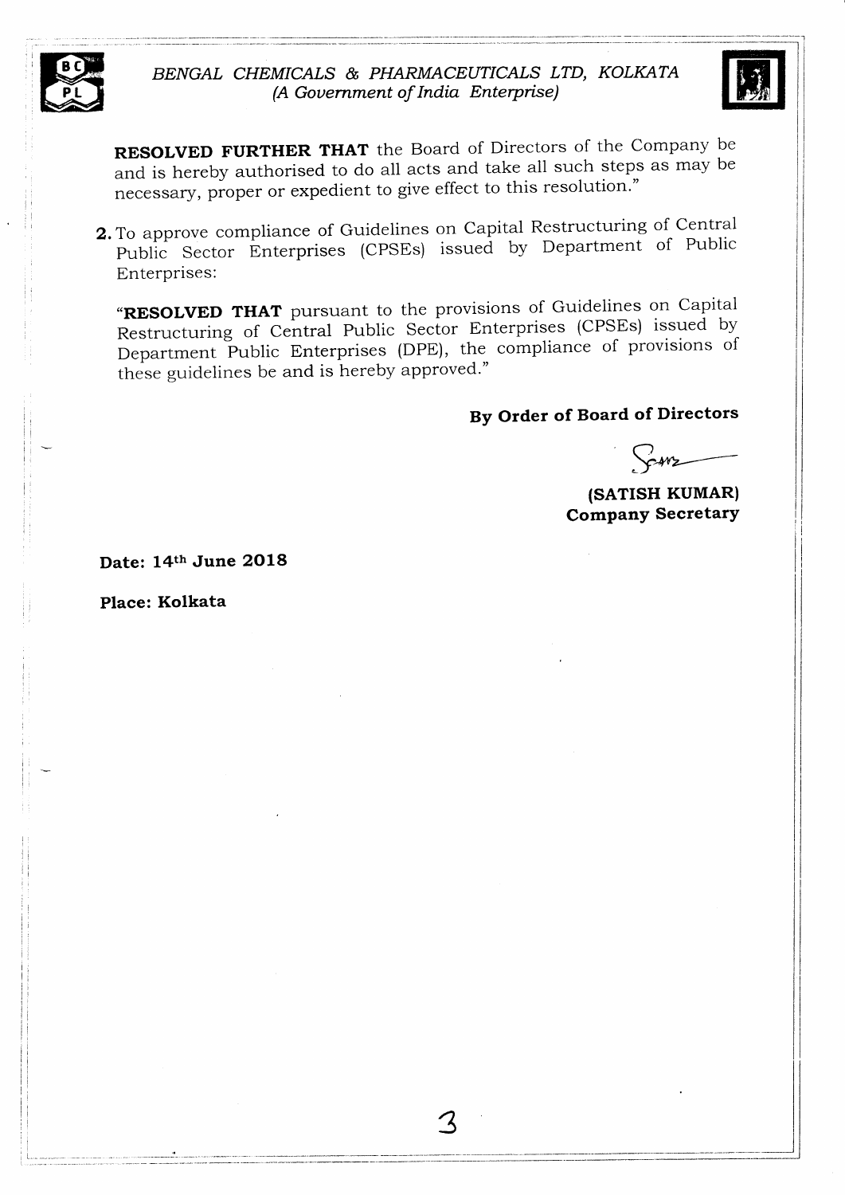**RESOLVED FURTHER THAT** the Board of Directors of the Company be and is hereby authorised to do all acts and take all such steps as may be necessary, proper or expedient to give effect to this resolution."

2. To approve compliance of Guidelines on Capital Restructuring of Central Public Sector Enterprises (CPSEs) issued by Department of Public Enterprises:

   "**RESOLVED THAT** pursuant to the provisions of Guidelines on Capital Restructuring of Central Public Sector Enterprises (CPSEs) issued by Department Public Enterprises (DPE), the compliance of provisions of these guidelines be and is hereby approved."

**By Order of Board of Directors**

**(SATISH KUMAR)**
**Company Secretary**

**Date: 14th June 2018**

**Place: Kolkata**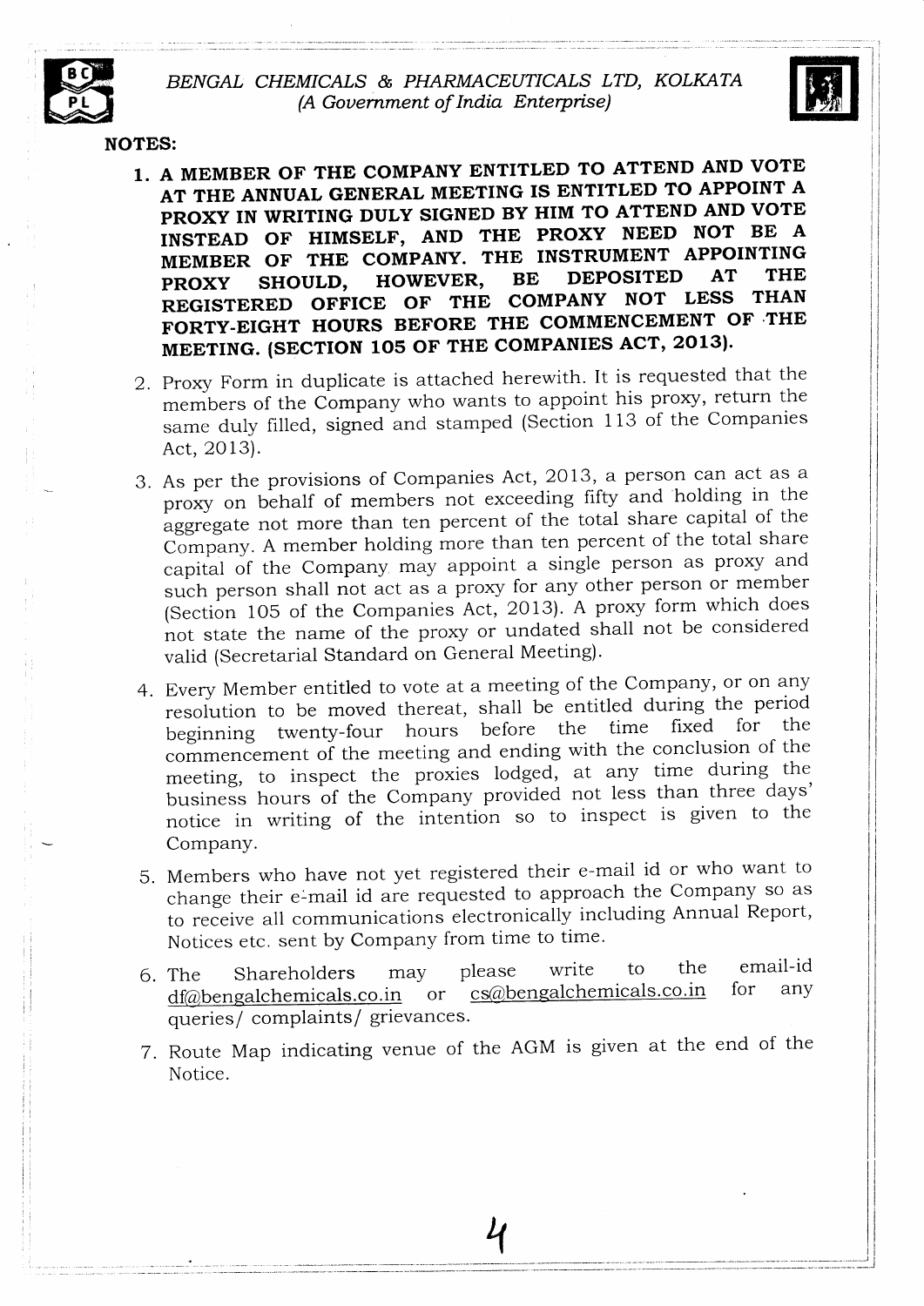# NOTES:

1. **A MEMBER OF THE COMPANY ENTITLED TO ATTEND AND VOTE AT THE ANNUAL GENERAL MEETING IS ENTITLED TO APPOINT A PROXY IN WRITING DULY SIGNED BY HIM TO ATTEND AND VOTE INSTEAD OF HIMSELF, AND THE PROXY NEED NOT BE A MEMBER OF THE COMPANY. THE INSTRUMENT APPOINTING PROXY SHOULD, HOWEVER, BE DEPOSITED AT THE REGISTERED OFFICE OF THE COMPANY NOT LESS THAN FORTY-EIGHT HOURS BEFORE THE COMMENCEMENT OF THE MEETING. (SECTION 105 OF THE COMPANIES ACT, 2013).**

2. Proxy Form in duplicate is attached herewith. It is requested that the members of the Company who wants to appoint his proxy, return the same duly filled, signed and stamped (Section 113 of the Companies Act, 2013).

3. As per the provisions of Companies Act, 2013, a person can act as a proxy on behalf of members not exceeding fifty and holding in the aggregate not more than ten percent of the total share capital of the Company. A member holding more than ten percent of the total share capital of the Company may appoint a single person as proxy and such person shall not act as a proxy for any other person or member (Section 105 of the Companies Act, 2013). A proxy form which does not state the name of the proxy or undated shall not be considered valid (Secretarial Standard on General Meeting).

4. Every Member entitled to vote at a meeting of the Company, or on any resolution to be moved thereat, shall be entitled during the period beginning twenty-four hours before the time fixed for the commencement of the meeting and ending with the conclusion of the meeting, to inspect the proxies lodged, at any time during the business hours of the Company provided not less than three days' notice in writing of the intention so to inspect is given to the Company.

5. Members who have not yet registered their e-mail id or who want to change their e-mail id are requested to approach the Company so as to receive all communications electronically including Annual Report, Notices etc. sent by Company from time to time.

6. The Shareholders may please write to the email-id df@bengalchemicals.co.in or cs@bengalchemicals.co.in for any queries/ complaints/ grievances.

7. Route Map indicating venue of the AGM is given at the end of the Notice.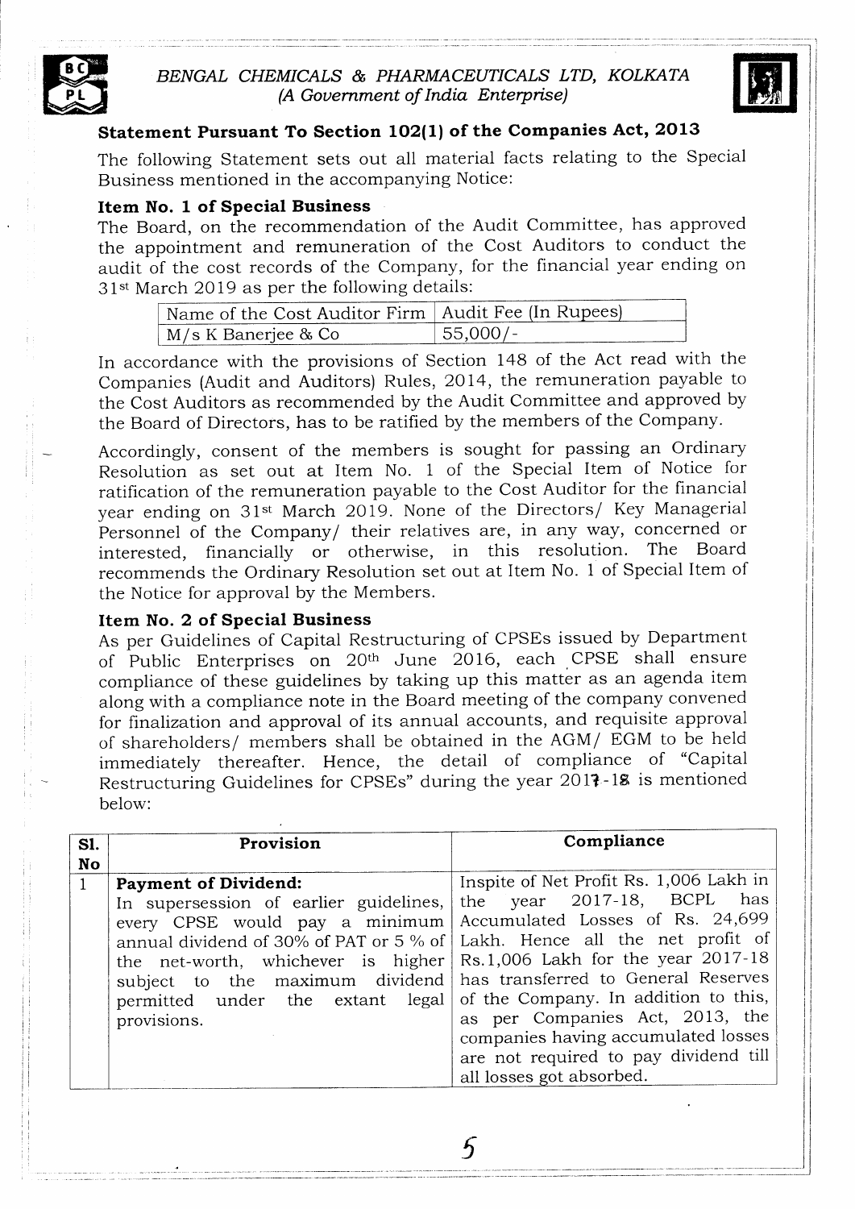*BENGAL CHEMICALS & PHARMACEUTICALS LTD, KOLKATA*
*(A Government of India Enterprise)*

## Statement Pursuant To Section 102(1) of the Companies Act, 2013

The following Statement sets out all material facts relating to the Special Business mentioned in the accompanying Notice:

### Item No. 1 of Special Business

The Board, on the recommendation of the Audit Committee, has approved the appointment and remuneration of the Cost Auditors to conduct the audit of the cost records of the Company, for the financial year ending on 31st March 2019 as per the following details:

| Name of the Cost Auditor Firm | Audit Fee (In Rupees) |
|---|---|
| M/s K Banerjee & Co | 55,000/- |

In accordance with the provisions of Section 148 of the Act read with the Companies (Audit and Auditors) Rules, 2014, the remuneration payable to the Cost Auditors as recommended by the Audit Committee and approved by the Board of Directors, has to be ratified by the members of the Company.

Accordingly, consent of the members is sought for passing an Ordinary Resolution as set out at Item No. 1 of the Special Item of Notice for ratification of the remuneration payable to the Cost Auditor for the financial year ending on 31st March 2019. None of the Directors/ Key Managerial Personnel of the Company/ their relatives are, in any way, concerned or interested, financially or otherwise, in this resolution. The Board recommends the Ordinary Resolution set out at Item No. 1 of Special Item of the Notice for approval by the Members.

### Item No. 2 of Special Business

As per Guidelines of Capital Restructuring of CPSEs issued by Department of Public Enterprises on 20th June 2016, each CPSE shall ensure compliance of these guidelines by taking up this matter as an agenda item along with a compliance note in the Board meeting of the company convened for finalization and approval of its annual accounts, and requisite approval of shareholders/ members shall be obtained in the AGM/ EGM to be held immediately thereafter. Hence, the detail of compliance of "Capital Restructuring Guidelines for CPSEs" during the year 2017-18 is mentioned below:

| Sl. No | Provision | Compliance |
|---|---|---|
| 1 | **Payment of Dividend:** In supersession of earlier guidelines, every CPSE would pay a minimum annual dividend of 30% of PAT or 5 % of the net-worth, whichever is higher subject to the maximum dividend permitted under the extant legal provisions. | Inspite of Net Profit Rs. 1,006 Lakh in the year 2017-18, BCPL has Accumulated Losses of Rs. 24,699 Lakh. Hence all the net profit of Rs.1,006 Lakh for the year 2017-18 has transferred to General Reserves of the Company. In addition to this, as per Companies Act, 2013, the companies having accumulated losses are not required to pay dividend till all losses got absorbed. |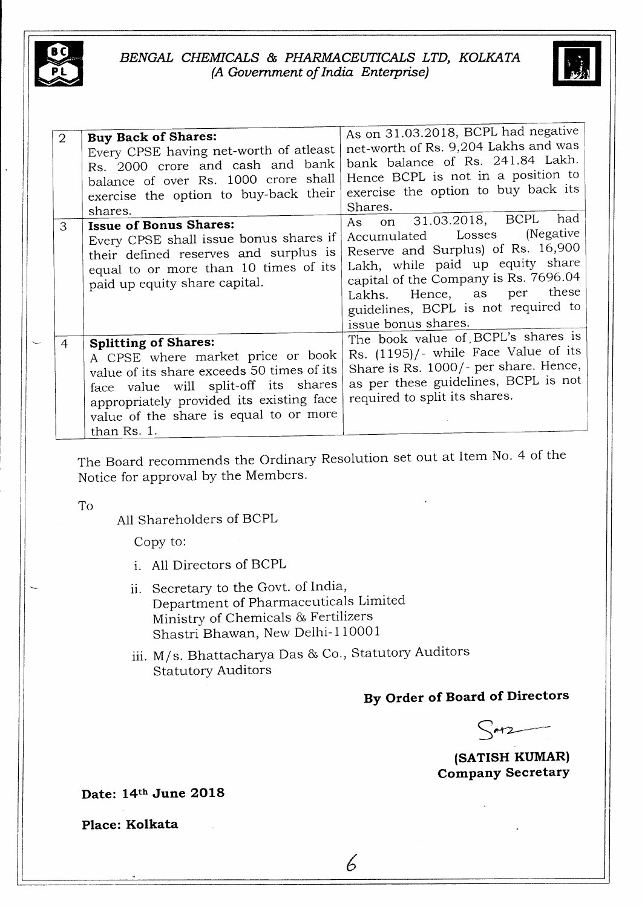| 2 | **Buy Back of Shares:** Every CPSE having net-worth of atleast Rs. 2000 crore and cash and bank balance of over Rs. 1000 crore shall exercise the option to buy-back their shares. | As on 31.03.2018, BCPL had negative net-worth of Rs. 9,204 Lakhs and was bank balance of Rs. 241.84 Lakh. Hence BCPL is not in a position to exercise the option to buy back its Shares. |
|---|---|---|
| 3 | **Issue of Bonus Shares:** Every CPSE shall issue bonus shares if their defined reserves and surplus is equal to or more than 10 times of its paid up equity share capital. | As on 31.03.2018, BCPL had Accumulated Losses (Negative Reserve and Surplus) of Rs. 16,900 Lakh, while paid up equity share capital of the Company is Rs. 7696.04 Lakhs. Hence, as per these guidelines, BCPL is not required to issue bonus shares. |
| 4 | **Splitting of Shares:** A CPSE where market price or book value of its share exceeds 50 times of its face value will split-off its shares appropriately provided its existing face value of the share is equal to or more than Rs. 1. | The book value of BCPL's shares is Rs. (1195)/- while Face Value of its Share is Rs. 1000/- per share. Hence, as per these guidelines, BCPL is not required to split its shares. |

The Board recommends the Ordinary Resolution set out at Item No. 4 of the Notice for approval by the Members.

To

All Shareholders of BCPL

Copy to:

i. All Directors of BCPL

ii. Secretary to the Govt. of India,
Department of Pharmaceuticals Limited
Ministry of Chemicals & Fertilizers
Shastri Bhawan, New Delhi-110001

iii. M/s. Bhattacharya Das & Co., Statutory Auditors
Statutory Auditors

**By Order of Board of Directors**

**(SATISH KUMAR)**
**Company Secretary**

**Date: 14th June 2018**

**Place: Kolkata**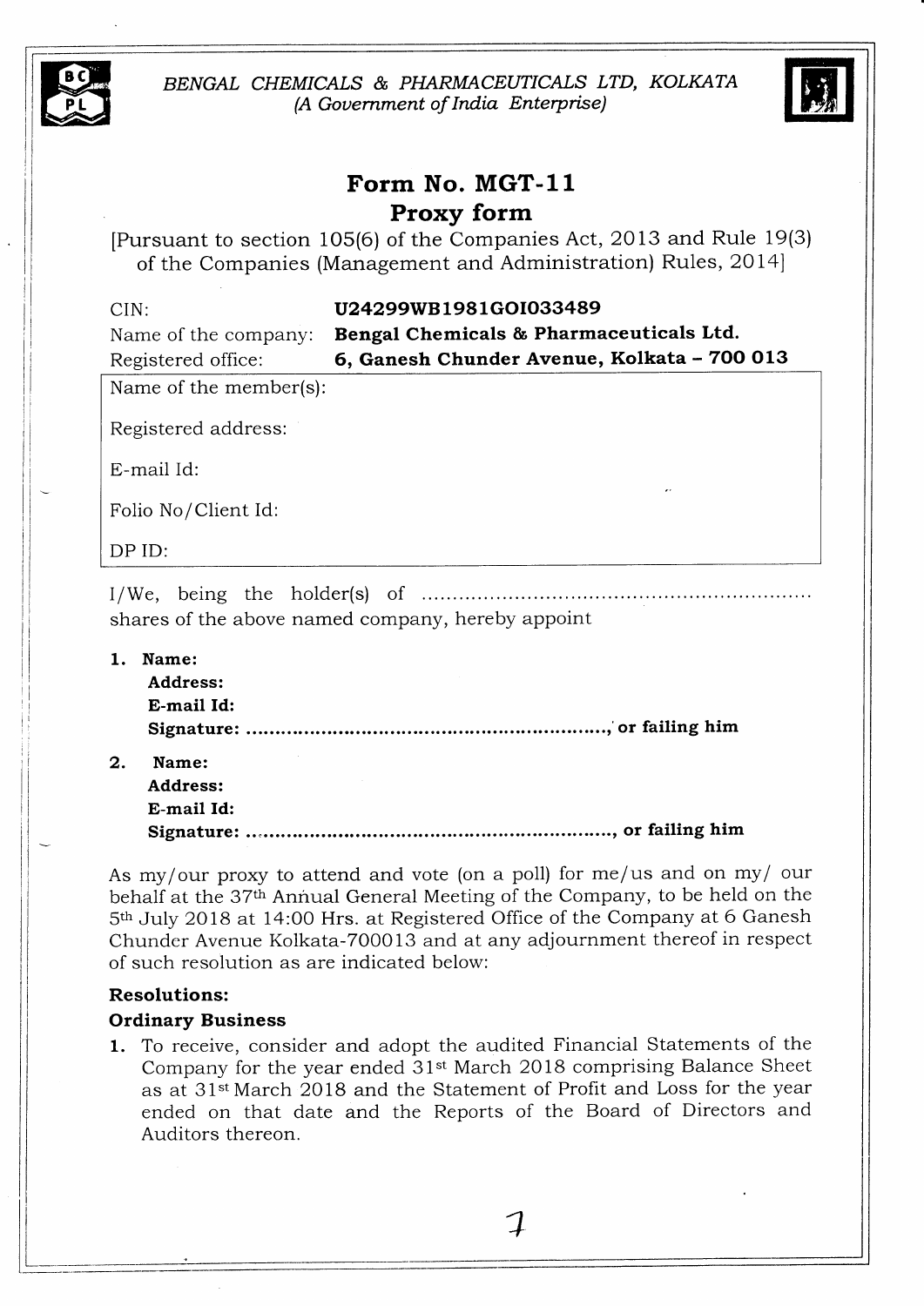BENGAL CHEMICALS & PHARMACEUTICALS LTD, KOLKATA
*(A Government of India Enterprise)*

# Form No. MGT-11
## Proxy form

[Pursuant to section 105(6) of the Companies Act, 2013 and Rule 19(3) of the Companies (Management and Administration) Rules, 2014]

CIN: **U24299WB1981GOI033489**
Name of the company: **Bengal Chemicals & Pharmaceuticals Ltd.**
Registered office: **6, Ganesh Chunder Avenue, Kolkata – 700 013**

Name of the member(s):

Registered address:

E-mail Id:

Folio No/Client Id:

DP ID:

I/We, being the holder(s) of ................................................................ shares of the above named company, hereby appoint

1. **Name:**
   **Address:**
   **E-mail Id:**
   **Signature: ..............................................................., or failing him**

2. **Name:**
   **Address:**
   **E-mail Id:**
   **Signature: ..............................................................., or failing him**

As my/our proxy to attend and vote (on a poll) for me/us and on my/ our behalf at the 37th Annual General Meeting of the Company, to be held on the 5th July 2018 at 14:00 Hrs. at Registered Office of the Company at 6 Ganesh Chunder Avenue Kolkata-700013 and at any adjournment thereof in respect of such resolution as are indicated below:

**Resolutions:**

**Ordinary Business**

1. To receive, consider and adopt the audited Financial Statements of the Company for the year ended 31st March 2018 comprising Balance Sheet as at 31st March 2018 and the Statement of Profit and Loss for the year ended on that date and the Reports of the Board of Directors and Auditors thereon.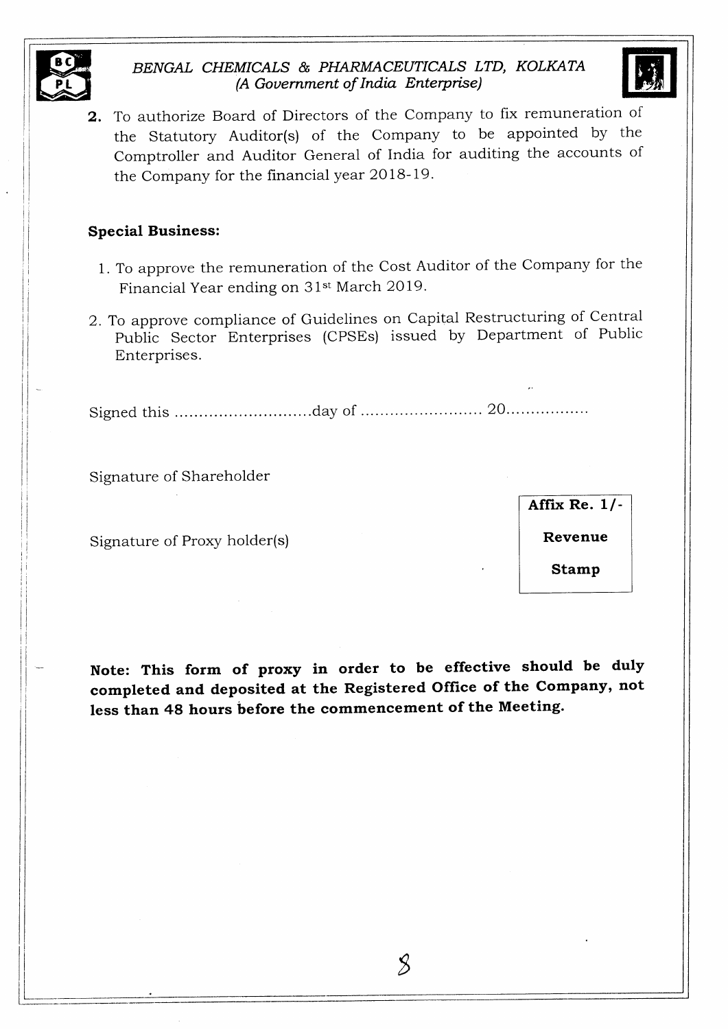*BENGAL CHEMICALS & PHARMACEUTICALS LTD, KOLKATA*
*(A Government of India Enterprise)*

**2.** To authorize Board of Directors of the Company to fix remuneration of the Statutory Auditor(s) of the Company to be appointed by the Comptroller and Auditor General of India for auditing the accounts of the Company for the financial year 2018-19.

**Special Business:**

1. To approve the remuneration of the Cost Auditor of the Company for the Financial Year ending on 31st March 2019.
2. To approve compliance of Guidelines on Capital Restructuring of Central Public Sector Enterprises (CPSEs) issued by Department of Public Enterprises.

Signed this ............................day of ......................... 20.................

Signature of Shareholder

Signature of Proxy holder(s)

| **Affix Re. 1/-** |
| --- |
| **Revenue** |
| **Stamp** |

**Note: This form of proxy in order to be effective should be duly completed and deposited at the Registered Office of the Company, not less than 48 hours before the commencement of the Meeting.**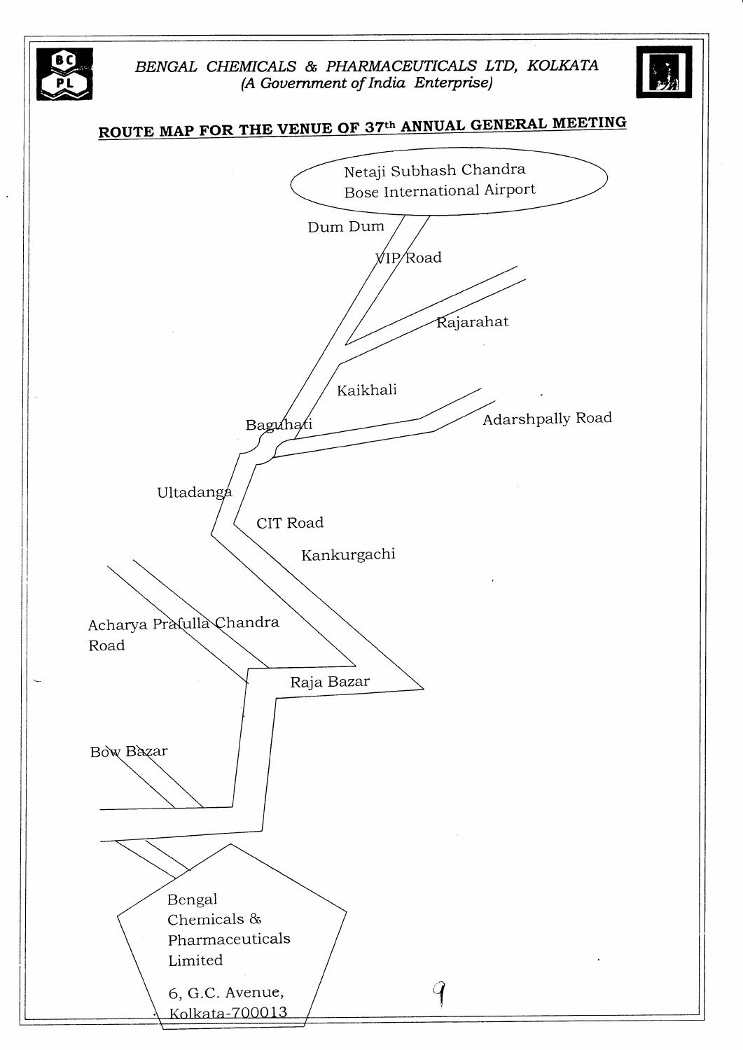BENGAL CHEMICALS & PHARMACEUTICALS LTD, KOLKATA
*(A Government of India Enterprise)*

## ROUTE MAP FOR THE VENUE OF 37th ANNUAL GENERAL MEETING

Netaji Subhash Chandra Bose International Airport

Dum Dum

VIP Road

Rajarahat

Kaikhali

Baguhati

Adarshpally Road

Ultadanga

CIT Road

Kankurgachi

Acharya Prafulla Chandra Road

Raja Bazar

Bow Bazar

Bengal Chemicals & Pharmaceuticals Limited

6, G.C. Avenue,
Kolkata-700013